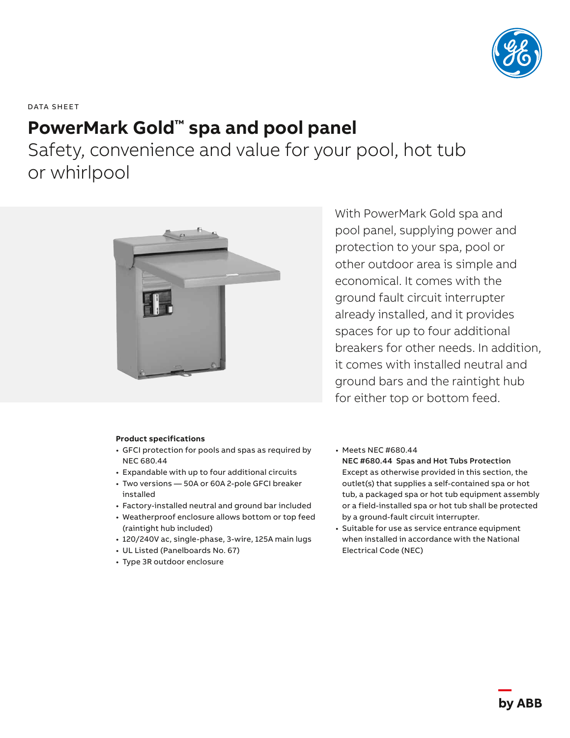DATA SHEET

# PowerMark Gold™ spa and pool panel

## Safety, convenience and value for your pool, hot tub or whirlpool

With PowerMark Gold spa and pool panel, supplying power and protection to your spa, pool or other outdoor area is simple and economical. It comes with the ground fault circuit interrupter already installed, and it provides spaces for up to four additional breakers for other needs. In addition, it comes with installed neutral and ground bars and the raintight hub for either top or bottom feed.

**Product specifications**

- GFCI protection for pools and spas as required by NEC 680.44
- Expandable with up to four additional circuits
- Two versions — 50A or 60A 2-pole GFCI breaker installed
- Factory-installed neutral and ground bar included
- Weatherproof enclosure allows bottom or top feed (raintight hub included)
- 120/240V ac, single-phase, 3-wire, 125A main lugs
- UL Listed (Panelboards No. 67)
- Type 3R outdoor enclosure
- Meets NEC #680.44
  **NEC #680.44 Spas and Hot Tubs Protection**
  Except as otherwise provided in this section, the outlet(s) that supplies a self-contained spa or hot tub, a packaged spa or hot tub equipment assembly or a field-installed spa or hot tub shall be protected by a ground-fault circuit interrupter.
- Suitable for use as service entrance equipment when installed in accordance with the National Electrical Code (NEC)

by ABB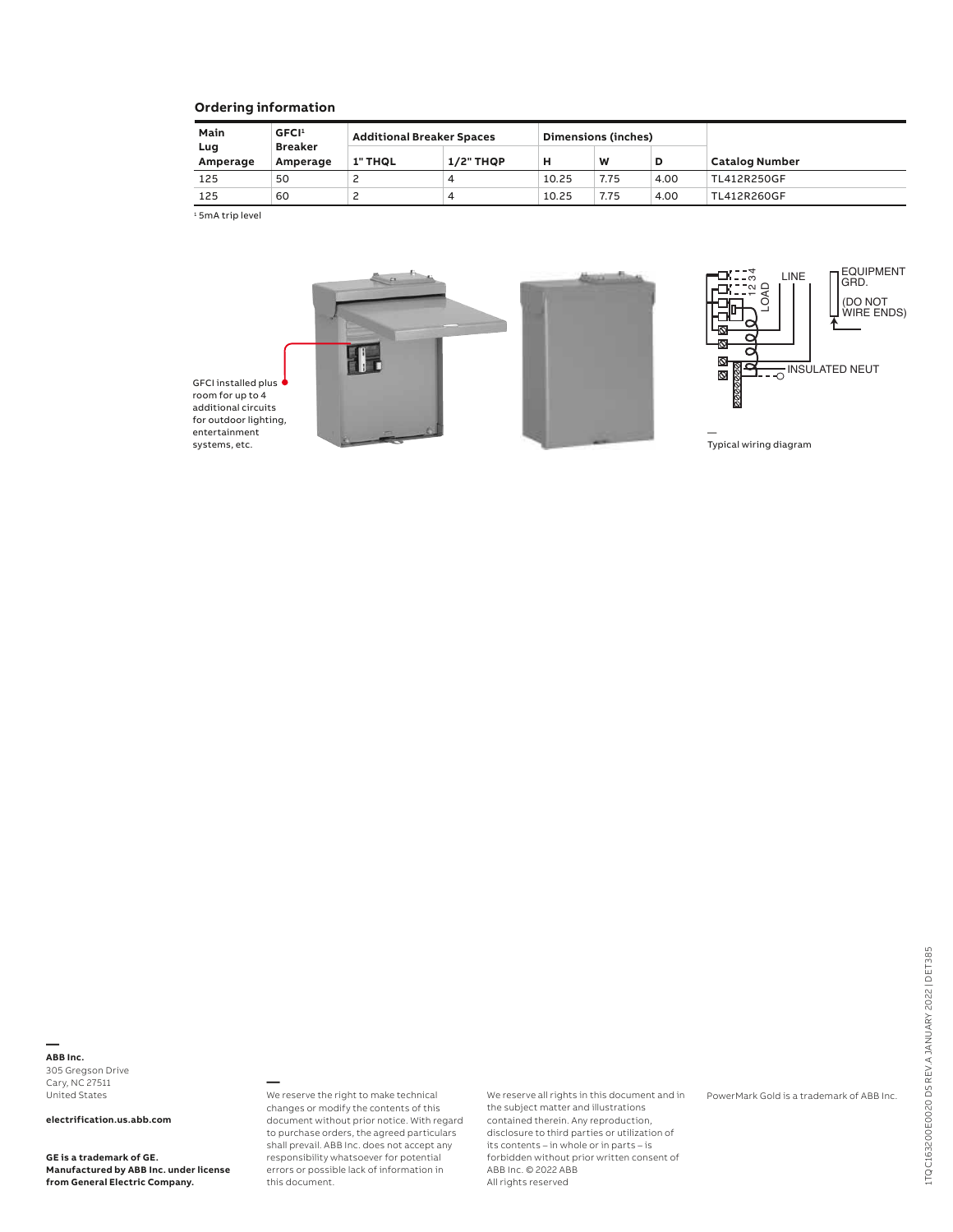## Ordering information

| Main Lug Amperage | GFCI[1] Breaker Amperage | Additional Breaker Spaces | | Dimensions (inches) | | | Catalog Number |
|---|---|---|---|---|---|---|---|
| | | 1" THQL | 1/2" THQP | H | W | D | |
| 125 | 50 | 2 | 4 | 10.25 | 7.75 | 4.00 | TL412R250GF |
| 125 | 60 | 2 | 4 | 10.25 | 7.75 | 4.00 | TL412R260GF |

[1] 5mA trip level

GFCI installed plus room for up to 4 additional circuits for outdoor lighting, entertainment systems, etc.

LINE
LOAD
1 2 3 4
EQUIPMENT GRD.
(DO NOT WIRE ENDS)
INSULATED NEUT

Typical wiring diagram

**ABB Inc.**
305 Gregson Drive
Cary, NC 27511
United States

**electrification.us.abb.com**

**GE is a trademark of GE.**
**Manufactured by ABB Inc. under license from General Electric Company.**

We reserve the right to make technical changes or modify the contents of this document without prior notice. With regard to purchase orders, the agreed particulars shall prevail. ABB Inc. does not accept any responsibility whatsoever for potential errors or possible lack of information in this document.

We reserve all rights in this document and in the subject matter and illustrations contained therein. Any reproduction, disclosure to third parties or utilization of its contents – in whole or in parts – is forbidden without prior written consent of ABB Inc. © 2022 ABB
All rights reserved

PowerMark Gold is a trademark of ABB Inc.

1TQC163200E0020 DS REV A JANUARY 2022 | DET385